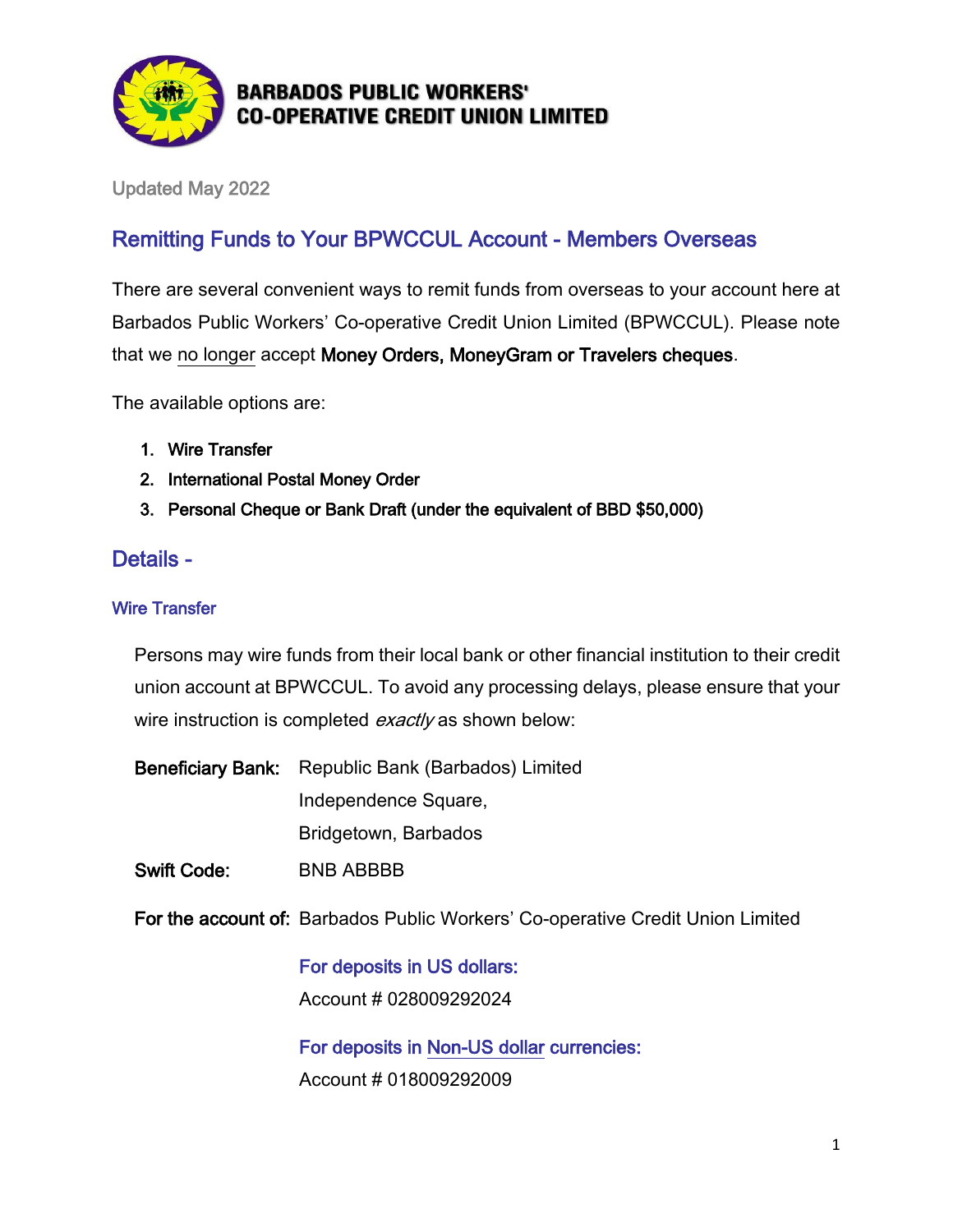**BARBADOS PUBLIC WORKERS' CO-OPERATIVE CREDIT UNION LIMITED**

Updated May 2022

# Remitting Funds to Your BPWCCUL Account - Members Overseas

There are several convenient ways to remit funds from overseas to your account here at Barbados Public Workers' Co-operative Credit Union Limited (BPWCCUL). Please note that we no longer accept **Money Orders, MoneyGram or Travelers cheques**.

The available options are:

1. **Wire Transfer**
2. **International Postal Money Order**
3. **Personal Cheque or Bank Draft (under the equivalent of BBD $50,000)**

## Details -

### Wire Transfer

Persons may wire funds from their local bank or other financial institution to their credit union account at BPWCCUL. To avoid any processing delays, please ensure that your wire instruction is completed *exactly* as shown below:

**Beneficiary Bank:** Republic Bank (Barbados) Limited
Independence Square,
Bridgetown, Barbados

**Swift Code:** BNB ABBBB

**For the account of:** Barbados Public Workers' Co-operative Credit Union Limited

For deposits in US dollars:
Account # 028009292024

For deposits in Non-US dollar currencies:
Account # 018009292009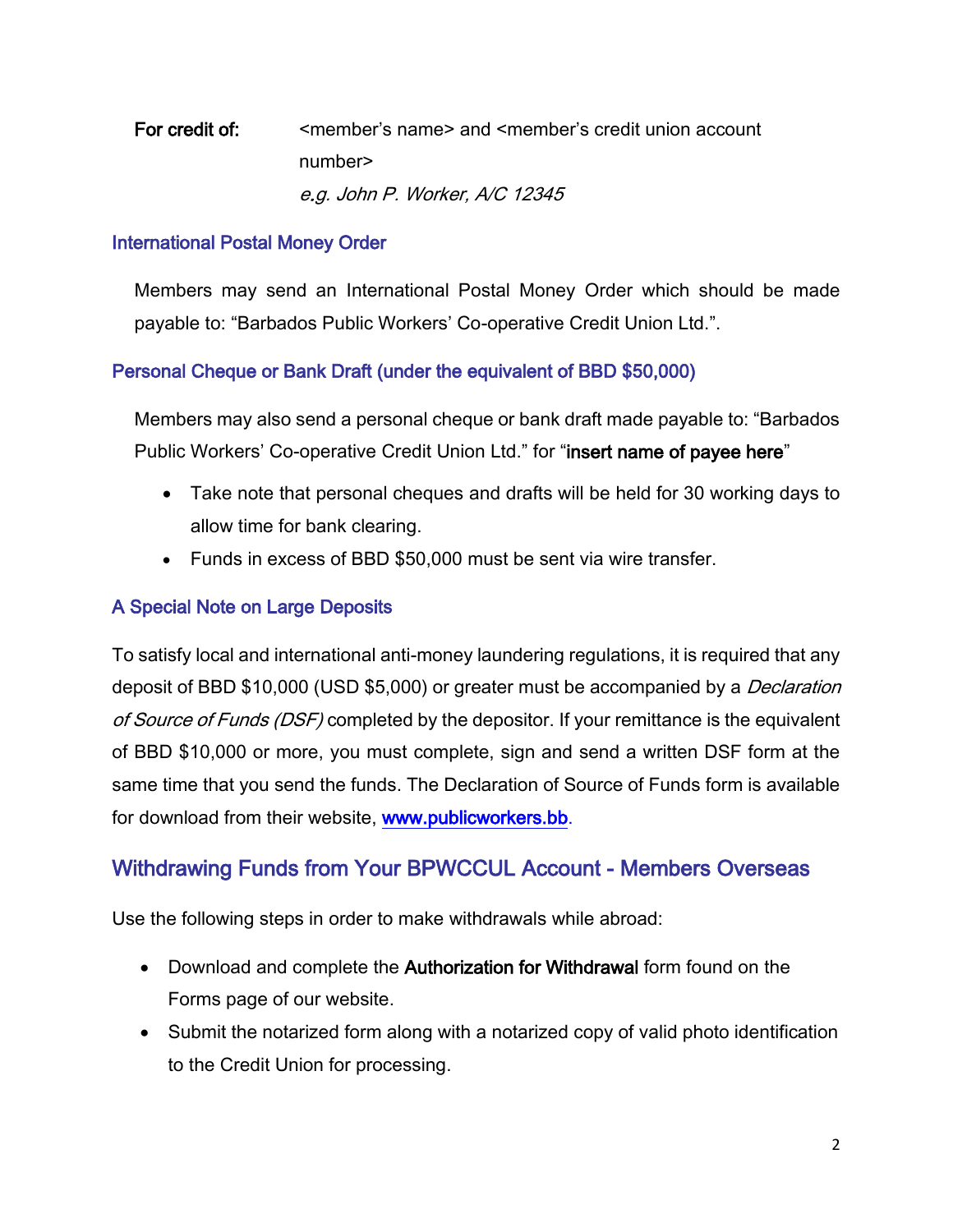**For credit of:** <member's name> and <member's credit union account number>
*e.g. John P. Worker, A/C 12345*

### International Postal Money Order

Members may send an International Postal Money Order which should be made payable to: "Barbados Public Workers' Co-operative Credit Union Ltd.".

### Personal Cheque or Bank Draft (under the equivalent of BBD $50,000)

Members may also send a personal cheque or bank draft made payable to: "Barbados Public Workers' Co-operative Credit Union Ltd." for "**insert name of payee here**"

- Take note that personal cheques and drafts will be held for 30 working days to allow time for bank clearing.
- Funds in excess of BBD $50,000 must be sent via wire transfer.

### A Special Note on Large Deposits

To satisfy local and international anti-money laundering regulations, it is required that any deposit of BBD $10,000 (USD $5,000) or greater must be accompanied by a *Declaration of Source of Funds (DSF)* completed by the depositor. If your remittance is the equivalent of BBD $10,000 or more, you must complete, sign and send a written DSF form at the same time that you send the funds. The Declaration of Source of Funds form is available for download from their website, [www.publicworkers.bb](http://www.publicworkers.bb).

## Withdrawing Funds from Your BPWCCUL Account - Members Overseas

Use the following steps in order to make withdrawals while abroad:

- Download and complete the **Authorization for Withdrawal** form found on the Forms page of our website.
- Submit the notarized form along with a notarized copy of valid photo identification to the Credit Union for processing.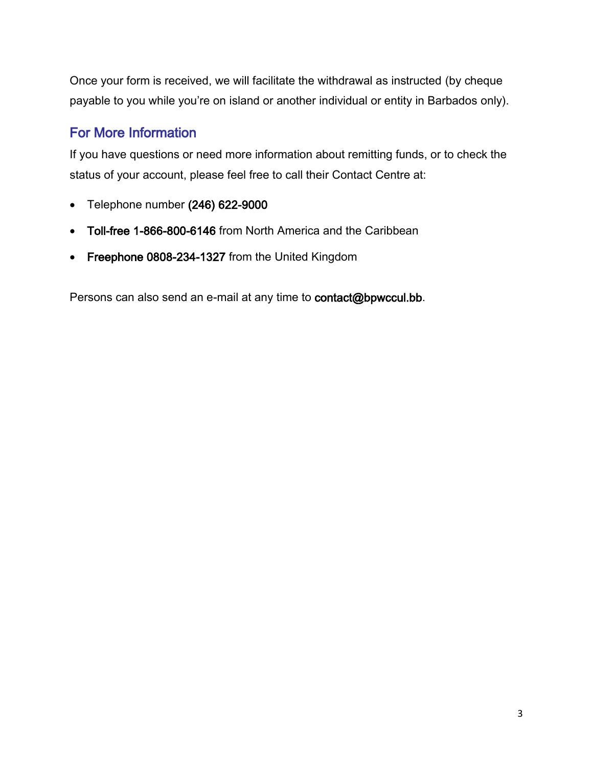Once your form is received, we will facilitate the withdrawal as instructed (by cheque payable to you while you're on island or another individual or entity in Barbados only).

## For More Information

If you have questions or need more information about remitting funds, or to check the status of your account, please feel free to call their Contact Centre at:

- Telephone number **(246) 622-9000**
- **Toll-free 1-866-800-6146** from North America and the Caribbean
- **Freephone 0808-234-1327** from the United Kingdom

Persons can also send an e-mail at any time to **contact@bpwccul.bb**.